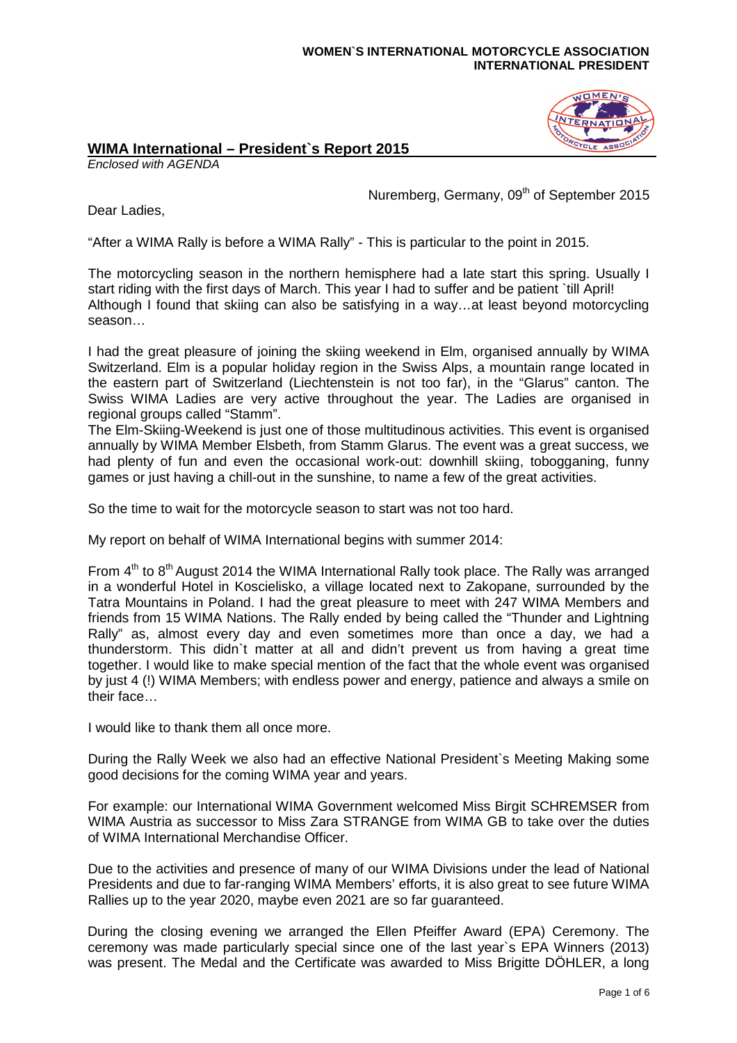**WOMEN`S INTERNATIONAL MOTORCYCLE ASSOCIATION**
**INTERNATIONAL PRESIDENT**

## WIMA International – President`s Report 2015

*Enclosed with AGENDA*

Nuremberg, Germany, 09th of September 2015

Dear Ladies,

"After a WIMA Rally is before a WIMA Rally" - This is particular to the point in 2015.

The motorcycling season in the northern hemisphere had a late start this spring. Usually I start riding with the first days of March. This year I had to suffer and be patient `till April! Although I found that skiing can also be satisfying in a way…at least beyond motorcycling season…

I had the great pleasure of joining the skiing weekend in Elm, organised annually by WIMA Switzerland. Elm is a popular holiday region in the Swiss Alps, a mountain range located in the eastern part of Switzerland (Liechtenstein is not too far), in the "Glarus" canton. The Swiss WIMA Ladies are very active throughout the year. The Ladies are organised in regional groups called "Stamm".
The Elm-Skiing-Weekend is just one of those multitudinous activities. This event is organised annually by WIMA Member Elsbeth, from Stamm Glarus. The event was a great success, we had plenty of fun and even the occasional work-out: downhill skiing, tobogganing, funny games or just having a chill-out in the sunshine, to name a few of the great activities.

So the time to wait for the motorcycle season to start was not too hard.

My report on behalf of WIMA International begins with summer 2014:

From 4th to 8th August 2014 the WIMA International Rally took place. The Rally was arranged in a wonderful Hotel in Koscielisko, a village located next to Zakopane, surrounded by the Tatra Mountains in Poland. I had the great pleasure to meet with 247 WIMA Members and friends from 15 WIMA Nations. The Rally ended by being called the "Thunder and Lightning Rally" as, almost every day and even sometimes more than once a day, we had a thunderstorm. This didn`t matter at all and didn't prevent us from having a great time together. I would like to make special mention of the fact that the whole event was organised by just 4 (!) WIMA Members; with endless power and energy, patience and always a smile on their face…

I would like to thank them all once more.

During the Rally Week we also had an effective National President`s Meeting Making some good decisions for the coming WIMA year and years.

For example: our International WIMA Government welcomed Miss Birgit SCHREMSER from WIMA Austria as successor to Miss Zara STRANGE from WIMA GB to take over the duties of WIMA International Merchandise Officer.

Due to the activities and presence of many of our WIMA Divisions under the lead of National Presidents and due to far-ranging WIMA Members' efforts, it is also great to see future WIMA Rallies up to the year 2020, maybe even 2021 are so far guaranteed.

During the closing evening we arranged the Ellen Pfeiffer Award (EPA) Ceremony. The ceremony was made particularly special since one of the last year`s EPA Winners (2013) was present. The Medal and the Certificate was awarded to Miss Brigitte DÖHLER, a long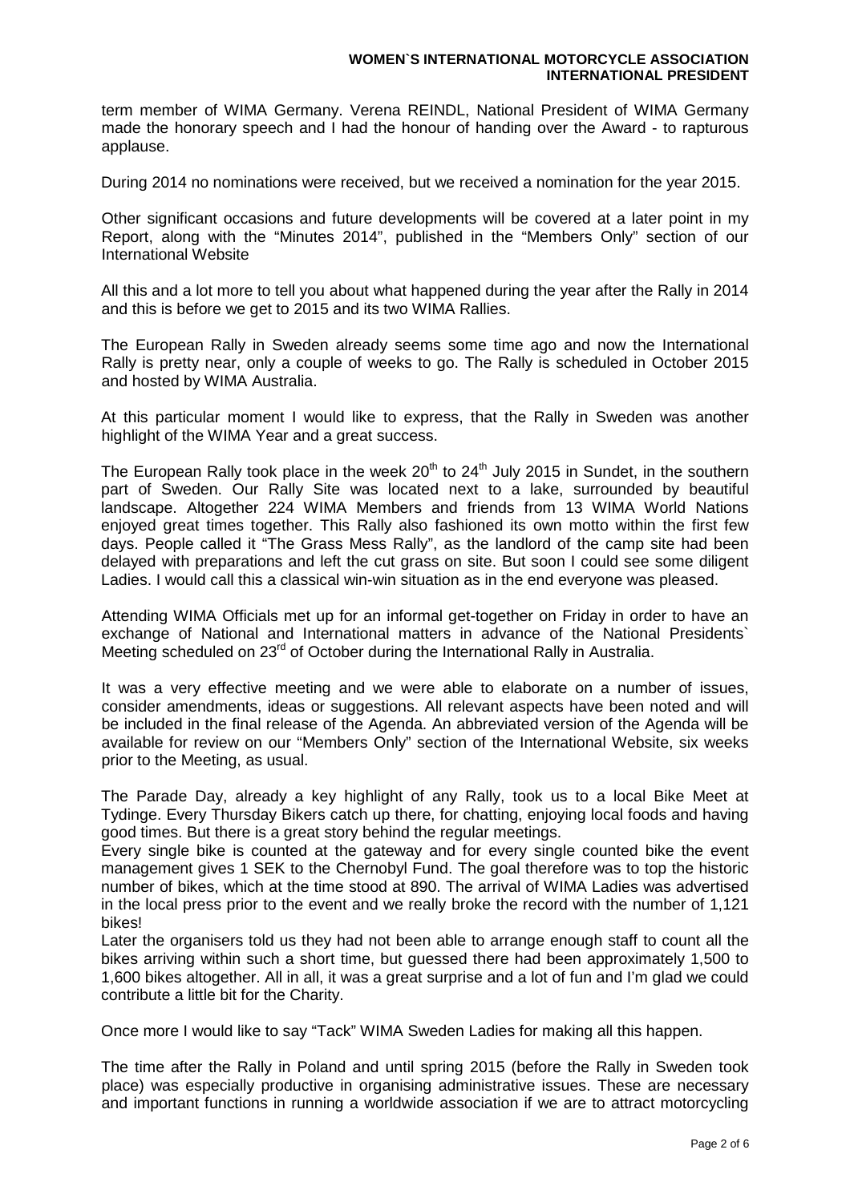term member of WIMA Germany. Verena REINDL, National President of WIMA Germany made the honorary speech and I had the honour of handing over the Award - to rapturous applause.

During 2014 no nominations were received, but we received a nomination for the year 2015.

Other significant occasions and future developments will be covered at a later point in my Report, along with the "Minutes 2014", published in the "Members Only" section of our International Website

All this and a lot more to tell you about what happened during the year after the Rally in 2014 and this is before we get to 2015 and its two WIMA Rallies.

The European Rally in Sweden already seems some time ago and now the International Rally is pretty near, only a couple of weeks to go. The Rally is scheduled in October 2015 and hosted by WIMA Australia.

At this particular moment I would like to express, that the Rally in Sweden was another highlight of the WIMA Year and a great success.

The European Rally took place in the week 20th to 24th July 2015 in Sundet, in the southern part of Sweden. Our Rally Site was located next to a lake, surrounded by beautiful landscape. Altogether 224 WIMA Members and friends from 13 WIMA World Nations enjoyed great times together. This Rally also fashioned its own motto within the first few days. People called it "The Grass Mess Rally", as the landlord of the camp site had been delayed with preparations and left the cut grass on site. But soon I could see some diligent Ladies. I would call this a classical win-win situation as in the end everyone was pleased.

Attending WIMA Officials met up for an informal get-together on Friday in order to have an exchange of National and International matters in advance of the National Presidents` Meeting scheduled on 23rd of October during the International Rally in Australia.

It was a very effective meeting and we were able to elaborate on a number of issues, consider amendments, ideas or suggestions. All relevant aspects have been noted and will be included in the final release of the Agenda. An abbreviated version of the Agenda will be available for review on our "Members Only" section of the International Website, six weeks prior to the Meeting, as usual.

The Parade Day, already a key highlight of any Rally, took us to a local Bike Meet at Tydinge. Every Thursday Bikers catch up there, for chatting, enjoying local foods and having good times. But there is a great story behind the regular meetings.
Every single bike is counted at the gateway and for every single counted bike the event management gives 1 SEK to the Chernobyl Fund. The goal therefore was to top the historic number of bikes, which at the time stood at 890. The arrival of WIMA Ladies was advertised in the local press prior to the event and we really broke the record with the number of 1,121 bikes!
Later the organisers told us they had not been able to arrange enough staff to count all the bikes arriving within such a short time, but guessed there had been approximately 1,500 to 1,600 bikes altogether. All in all, it was a great surprise and a lot of fun and I'm glad we could contribute a little bit for the Charity.

Once more I would like to say "Tack" WIMA Sweden Ladies for making all this happen.

The time after the Rally in Poland and until spring 2015 (before the Rally in Sweden took place) was especially productive in organising administrative issues. These are necessary and important functions in running a worldwide association if we are to attract motorcycling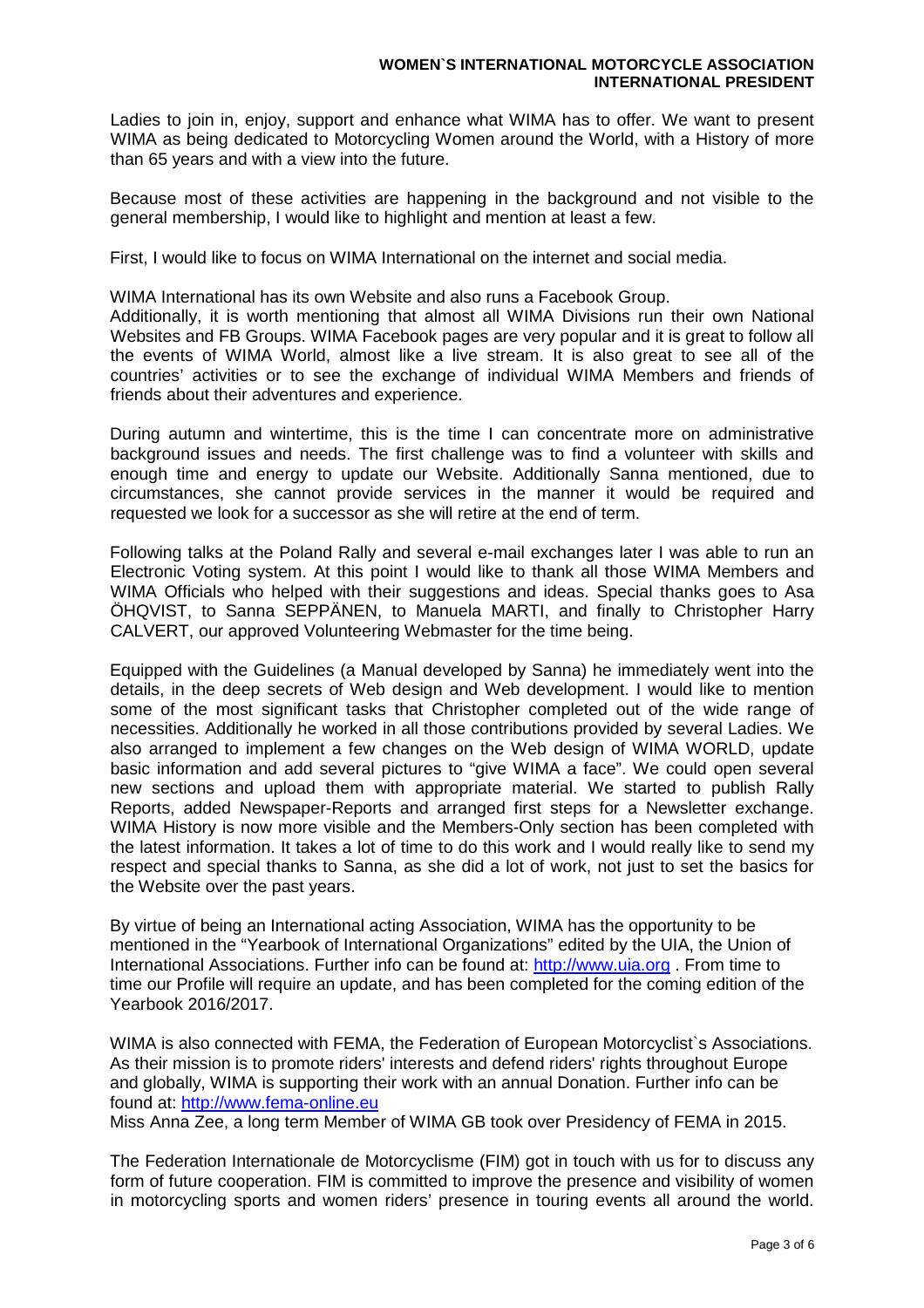Ladies to join in, enjoy, support and enhance what WIMA has to offer. We want to present WIMA as being dedicated to Motorcycling Women around the World, with a History of more than 65 years and with a view into the future.

Because most of these activities are happening in the background and not visible to the general membership, I would like to highlight and mention at least a few.

First, I would like to focus on WIMA International on the internet and social media.

WIMA International has its own Website and also runs a Facebook Group.
Additionally, it is worth mentioning that almost all WIMA Divisions run their own National Websites and FB Groups. WIMA Facebook pages are very popular and it is great to follow all the events of WIMA World, almost like a live stream. It is also great to see all of the countries' activities or to see the exchange of individual WIMA Members and friends of friends about their adventures and experience.

During autumn and wintertime, this is the time I can concentrate more on administrative background issues and needs. The first challenge was to find a volunteer with skills and enough time and energy to update our Website. Additionally Sanna mentioned, due to circumstances, she cannot provide services in the manner it would be required and requested we look for a successor as she will retire at the end of term.

Following talks at the Poland Rally and several e-mail exchanges later I was able to run an Electronic Voting system. At this point I would like to thank all those WIMA Members and WIMA Officials who helped with their suggestions and ideas. Special thanks goes to Asa ÖHQVIST, to Sanna SEPPÄNEN, to Manuela MARTI, and finally to Christopher Harry CALVERT, our approved Volunteering Webmaster for the time being.

Equipped with the Guidelines (a Manual developed by Sanna) he immediately went into the details, in the deep secrets of Web design and Web development. I would like to mention some of the most significant tasks that Christopher completed out of the wide range of necessities. Additionally he worked in all those contributions provided by several Ladies. We also arranged to implement a few changes on the Web design of WIMA WORLD, update basic information and add several pictures to "give WIMA a face". We could open several new sections and upload them with appropriate material. We started to publish Rally Reports, added Newspaper-Reports and arranged first steps for a Newsletter exchange. WIMA History is now more visible and the Members-Only section has been completed with the latest information. It takes a lot of time to do this work and I would really like to send my respect and special thanks to Sanna, as she did a lot of work, not just to set the basics for the Website over the past years.

By virtue of being an International acting Association, WIMA has the opportunity to be mentioned in the "Yearbook of International Organizations" edited by the UIA, the Union of International Associations. Further info can be found at: http://www.uia.org . From time to time our Profile will require an update, and has been completed for the coming edition of the Yearbook 2016/2017.

WIMA is also connected with FEMA, the Federation of European Motorcyclist`s Associations. As their mission is to promote riders' interests and defend riders' rights throughout Europe and globally, WIMA is supporting their work with an annual Donation. Further info can be found at: http://www.fema-online.eu
Miss Anna Zee, a long term Member of WIMA GB took over Presidency of FEMA in 2015.

The Federation Internationale de Motorcyclisme (FIM) got in touch with us for to discuss any form of future cooperation. FIM is committed to improve the presence and visibility of women in motorcycling sports and women riders' presence in touring events all around the world.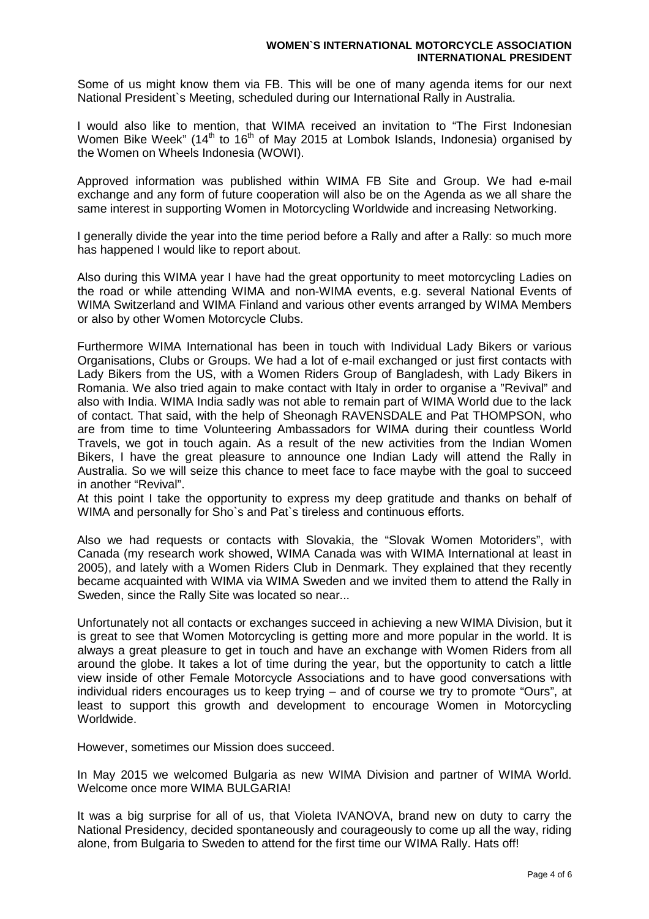Some of us might know them via FB. This will be one of many agenda items for our next National President`s Meeting, scheduled during our International Rally in Australia.

I would also like to mention, that WIMA received an invitation to "The First Indonesian Women Bike Week" (14th to 16th of May 2015 at Lombok Islands, Indonesia) organised by the Women on Wheels Indonesia (WOWI).

Approved information was published within WIMA FB Site and Group. We had e-mail exchange and any form of future cooperation will also be on the Agenda as we all share the same interest in supporting Women in Motorcycling Worldwide and increasing Networking.

I generally divide the year into the time period before a Rally and after a Rally: so much more has happened I would like to report about.

Also during this WIMA year I have had the great opportunity to meet motorcycling Ladies on the road or while attending WIMA and non-WIMA events, e.g. several National Events of WIMA Switzerland and WIMA Finland and various other events arranged by WIMA Members or also by other Women Motorcycle Clubs.

Furthermore WIMA International has been in touch with Individual Lady Bikers or various Organisations, Clubs or Groups. We had a lot of e-mail exchanged or just first contacts with Lady Bikers from the US, with a Women Riders Group of Bangladesh, with Lady Bikers in Romania. We also tried again to make contact with Italy in order to organise a "Revival" and also with India. WIMA India sadly was not able to remain part of WIMA World due to the lack of contact. That said, with the help of Sheonagh RAVENSDALE and Pat THOMPSON, who are from time to time Volunteering Ambassadors for WIMA during their countless World Travels, we got in touch again. As a result of the new activities from the Indian Women Bikers, I have the great pleasure to announce one Indian Lady will attend the Rally in Australia. So we will seize this chance to meet face to face maybe with the goal to succeed in another "Revival".
At this point I take the opportunity to express my deep gratitude and thanks on behalf of WIMA and personally for Sho`s and Pat`s tireless and continuous efforts.

Also we had requests or contacts with Slovakia, the "Slovak Women Motoriders", with Canada (my research work showed, WIMA Canada was with WIMA International at least in 2005), and lately with a Women Riders Club in Denmark. They explained that they recently became acquainted with WIMA via WIMA Sweden and we invited them to attend the Rally in Sweden, since the Rally Site was located so near...

Unfortunately not all contacts or exchanges succeed in achieving a new WIMA Division, but it is great to see that Women Motorcycling is getting more and more popular in the world. It is always a great pleasure to get in touch and have an exchange with Women Riders from all around the globe. It takes a lot of time during the year, but the opportunity to catch a little view inside of other Female Motorcycle Associations and to have good conversations with individual riders encourages us to keep trying – and of course we try to promote "Ours", at least to support this growth and development to encourage Women in Motorcycling Worldwide.

However, sometimes our Mission does succeed.

In May 2015 we welcomed Bulgaria as new WIMA Division and partner of WIMA World. Welcome once more WIMA BULGARIA!

It was a big surprise for all of us, that Violeta IVANOVA, brand new on duty to carry the National Presidency, decided spontaneously and courageously to come up all the way, riding alone, from Bulgaria to Sweden to attend for the first time our WIMA Rally. Hats off!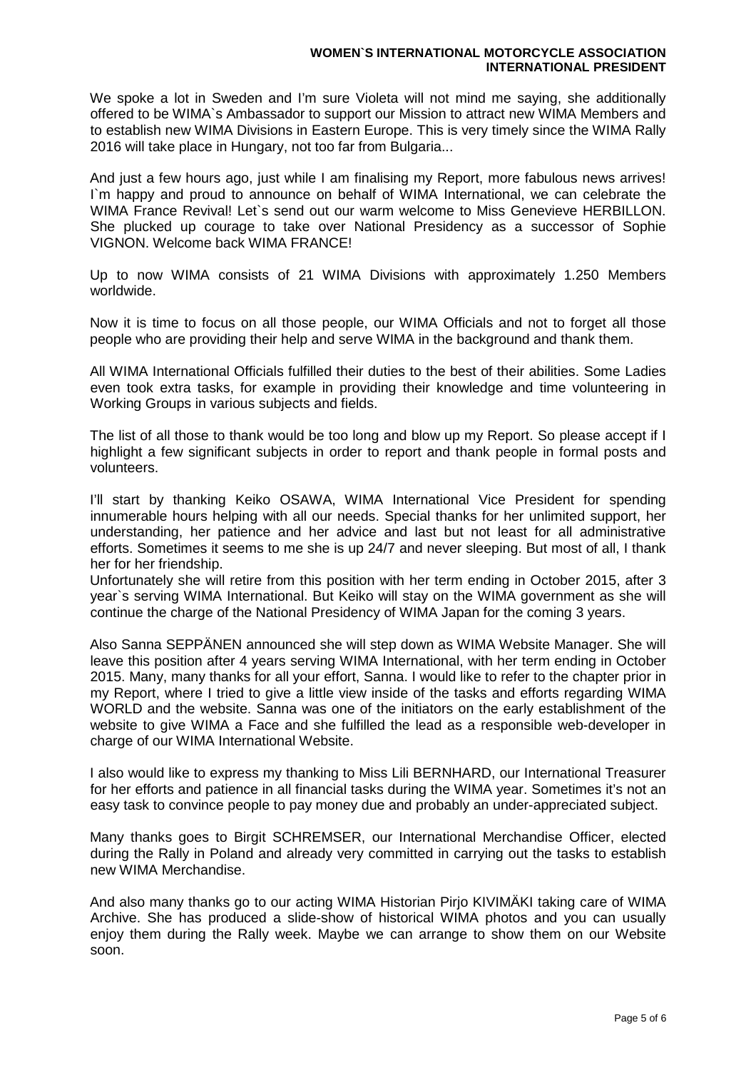We spoke a lot in Sweden and I'm sure Violeta will not mind me saying, she additionally offered to be WIMA`s Ambassador to support our Mission to attract new WIMA Members and to establish new WIMA Divisions in Eastern Europe. This is very timely since the WIMA Rally 2016 will take place in Hungary, not too far from Bulgaria...

And just a few hours ago, just while I am finalising my Report, more fabulous news arrives! I`m happy and proud to announce on behalf of WIMA International, we can celebrate the WIMA France Revival! Let`s send out our warm welcome to Miss Genevieve HERBILLON. She plucked up courage to take over National Presidency as a successor of Sophie VIGNON. Welcome back WIMA FRANCE!

Up to now WIMA consists of 21 WIMA Divisions with approximately 1.250 Members worldwide.

Now it is time to focus on all those people, our WIMA Officials and not to forget all those people who are providing their help and serve WIMA in the background and thank them.

All WIMA International Officials fulfilled their duties to the best of their abilities. Some Ladies even took extra tasks, for example in providing their knowledge and time volunteering in Working Groups in various subjects and fields.

The list of all those to thank would be too long and blow up my Report. So please accept if I highlight a few significant subjects in order to report and thank people in formal posts and volunteers.

I'll start by thanking Keiko OSAWA, WIMA International Vice President for spending innumerable hours helping with all our needs. Special thanks for her unlimited support, her understanding, her patience and her advice and last but not least for all administrative efforts. Sometimes it seems to me she is up 24/7 and never sleeping. But most of all, I thank her for her friendship.
Unfortunately she will retire from this position with her term ending in October 2015, after 3 year`s serving WIMA International. But Keiko will stay on the WIMA government as she will continue the charge of the National Presidency of WIMA Japan for the coming 3 years.

Also Sanna SEPPÄNEN announced she will step down as WIMA Website Manager. She will leave this position after 4 years serving WIMA International, with her term ending in October 2015. Many, many thanks for all your effort, Sanna. I would like to refer to the chapter prior in my Report, where I tried to give a little view inside of the tasks and efforts regarding WIMA WORLD and the website. Sanna was one of the initiators on the early establishment of the website to give WIMA a Face and she fulfilled the lead as a responsible web-developer in charge of our WIMA International Website.

I also would like to express my thanking to Miss Lili BERNHARD, our International Treasurer for her efforts and patience in all financial tasks during the WIMA year. Sometimes it's not an easy task to convince people to pay money due and probably an under-appreciated subject.

Many thanks goes to Birgit SCHREMSER, our International Merchandise Officer, elected during the Rally in Poland and already very committed in carrying out the tasks to establish new WIMA Merchandise.

And also many thanks go to our acting WIMA Historian Pirjo KIVIMÄKI taking care of WIMA Archive. She has produced a slide-show of historical WIMA photos and you can usually enjoy them during the Rally week. Maybe we can arrange to show them on our Website soon.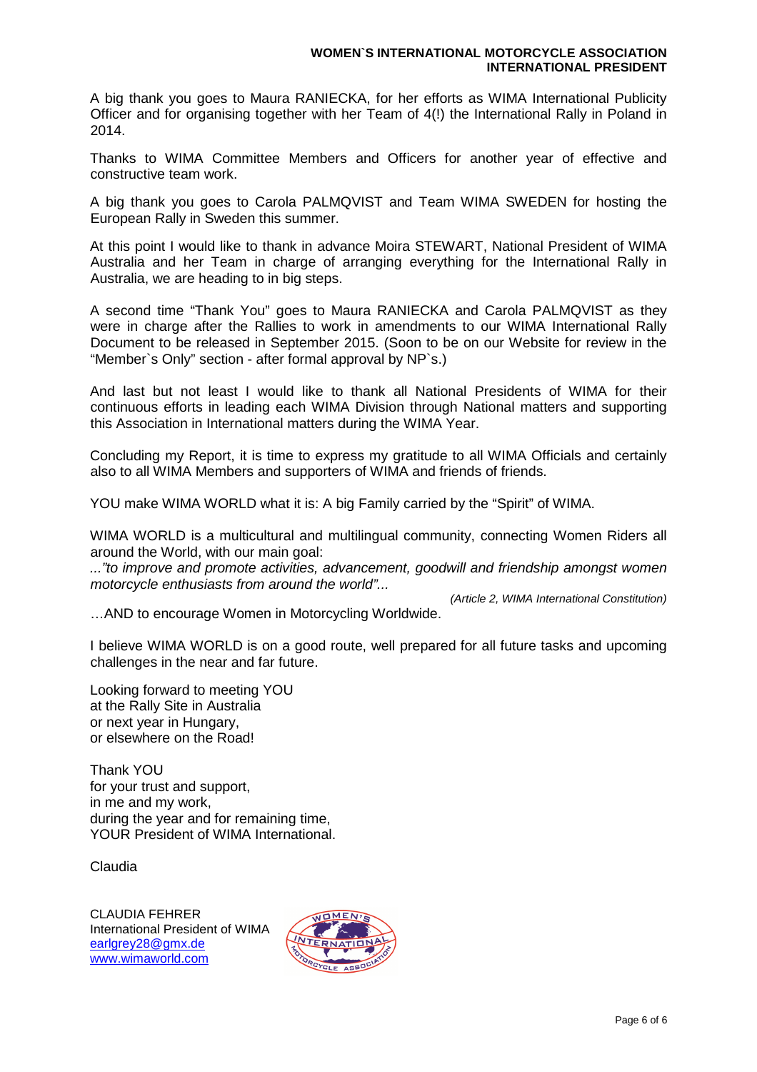A big thank you goes to Maura RANIECKA, for her efforts as WIMA International Publicity Officer and for organising together with her Team of 4(!) the International Rally in Poland in 2014.

Thanks to WIMA Committee Members and Officers for another year of effective and constructive team work.

A big thank you goes to Carola PALMQVIST and Team WIMA SWEDEN for hosting the European Rally in Sweden this summer.

At this point I would like to thank in advance Moira STEWART, National President of WIMA Australia and her Team in charge of arranging everything for the International Rally in Australia, we are heading to in big steps.

A second time "Thank You" goes to Maura RANIECKA and Carola PALMQVIST as they were in charge after the Rallies to work in amendments to our WIMA International Rally Document to be released in September 2015. (Soon to be on our Website for review in the "Member`s Only" section - after formal approval by NP`s.)

And last but not least I would like to thank all National Presidents of WIMA for their continuous efforts in leading each WIMA Division through National matters and supporting this Association in International matters during the WIMA Year.

Concluding my Report, it is time to express my gratitude to all WIMA Officials and certainly also to all WIMA Members and supporters of WIMA and friends of friends.

YOU make WIMA WORLD what it is: A big Family carried by the "Spirit" of WIMA.

WIMA WORLD is a multicultural and multilingual community, connecting Women Riders all around the World, with our main goal:
*..."to improve and promote activities, advancement, goodwill and friendship amongst women motorcycle enthusiasts from around the world"...*

*(Article 2, WIMA International Constitution)*

…AND to encourage Women in Motorcycling Worldwide.

I believe WIMA WORLD is on a good route, well prepared for all future tasks and upcoming challenges in the near and far future.

Looking forward to meeting YOU
at the Rally Site in Australia
or next year in Hungary,
or elsewhere on the Road!

Thank YOU
for your trust and support,
in me and my work,
during the year and for remaining time,
YOUR President of WIMA International.

Claudia

CLAUDIA FEHRER
International President of WIMA
earlgrey28@gmx.de
www.wimaworld.com